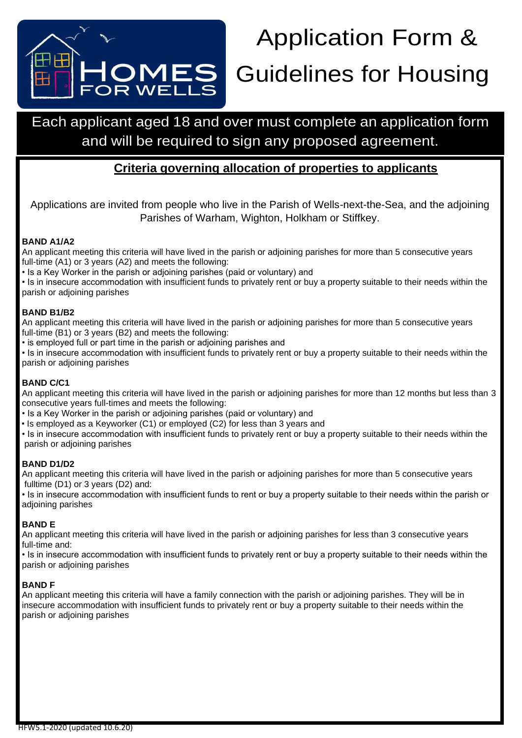# Application Form & Guidelines for Housing

HOMES FOR WELLS

**Each applicant aged 18 and over must complete an application form and will be required to sign any proposed agreement.**

## Criteria governing allocation of properties to applicants

Applications are invited from people who live in the Parish of Wells-next-the-Sea, and the adjoining Parishes of Warham, Wighton, Holkham or Stiffkey.

**BAND A1/A2**
An applicant meeting this criteria will have lived in the parish or adjoining parishes for more than 5 consecutive years full-time (A1) or 3 years (A2) and meets the following:
- Is a Key Worker in the parish or adjoining parishes (paid or voluntary) and
- Is in insecure accommodation with insufficient funds to privately rent or buy a property suitable to their needs within the parish or adjoining parishes

**BAND B1/B2**
An applicant meeting this criteria will have lived in the parish or adjoining parishes for more than 5 consecutive years full-time (B1) or 3 years (B2) and meets the following:
- is employed full or part time in the parish or adjoining parishes and
- Is in insecure accommodation with insufficient funds to privately rent or buy a property suitable to their needs within the parish or adjoining parishes

**BAND C/C1**
An applicant meeting this criteria will have lived in the parish or adjoining parishes for more than 12 months but less than 3 consecutive years full-times and meets the following:
- Is a Key Worker in the parish or adjoining parishes (paid or voluntary) and
- Is employed as a Keyworker (C1) or employed (C2) for less than 3 years and
- Is in insecure accommodation with insufficient funds to privately rent or buy a property suitable to their needs within the parish or adjoining parishes

**BAND D1/D2**
An applicant meeting this criteria will have lived in the parish or adjoining parishes for more than 5 consecutive years fulltime (D1) or 3 years (D2) and:
- Is in insecure accommodation with insufficient funds to rent or buy a property suitable to their needs within the parish or adjoining parishes

**BAND E**
An applicant meeting this criteria will have lived in the parish or adjoining parishes for less than 3 consecutive years full-time and:
- Is in insecure accommodation with insufficient funds to privately rent or buy a property suitable to their needs within the parish or adjoining parishes

**BAND F**
An applicant meeting this criteria will have a family connection with the parish or adjoining parishes. They will be in insecure accommodation with insufficient funds to privately rent or buy a property suitable to their needs within the parish or adjoining parishes

HFW5.1-2020 (updated 10.6.20)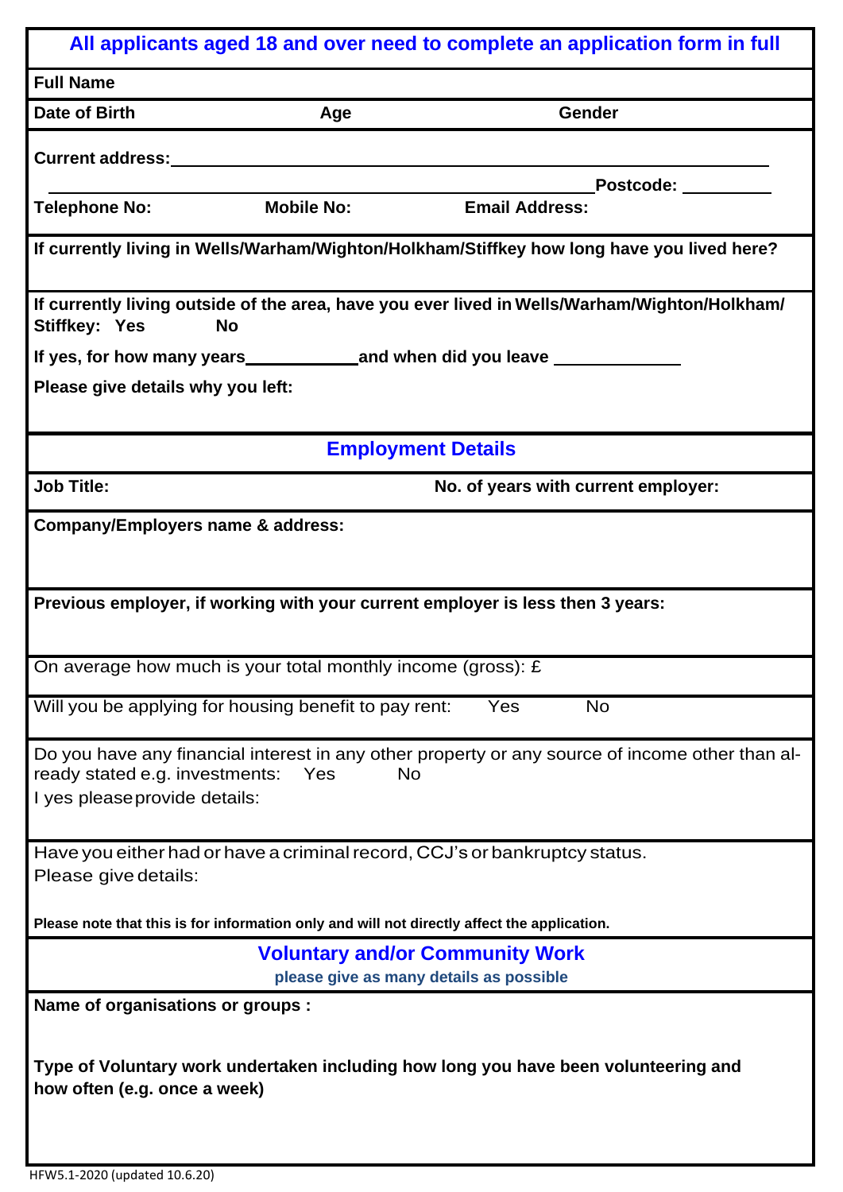## All applicants aged 18 and over need to complete an application form in full

**Full Name**

**Date of Birth** **Age** **Gender**

**Current address:** ______________________________

______________________________ **Postcode:** __________

**Telephone No:** **Mobile No:** **Email Address:**

**If currently living in Wells/Warham/Wighton/Holkham/Stiffkey how long have you lived here?**

**If currently living outside of the area, have you ever lived in Wells/Warham/Wighton/Holkham/ Stiffkey: Yes No**

**If yes, for how many years** ____________ **and when did you leave** _____________

**Please give details why you left:**

## Employment Details

**Job Title:** **No. of years with current employer:**

**Company/Employers name & address:**

**Previous employer, if working with your current employer is less then 3 years:**

On average how much is your total monthly income (gross): £

Will you be applying for housing benefit to pay rent: Yes No

Do you have any financial interest in any other property or any source of income other than already stated e.g. investments: Yes No

I yes please provide details:

Have you either had or have a criminal record, CCJ's or bankruptcy status.

Please give details:

**Please note that this is for information only and will not directly affect the application.**

## Voluntary and/or Community Work

**please give as many details as possible**

**Name of organisations or groups :**

**Type of Voluntary work undertaken including how long you have been volunteering and how often (e.g. once a week)**

HFW5.1-2020 (updated 10.6.20)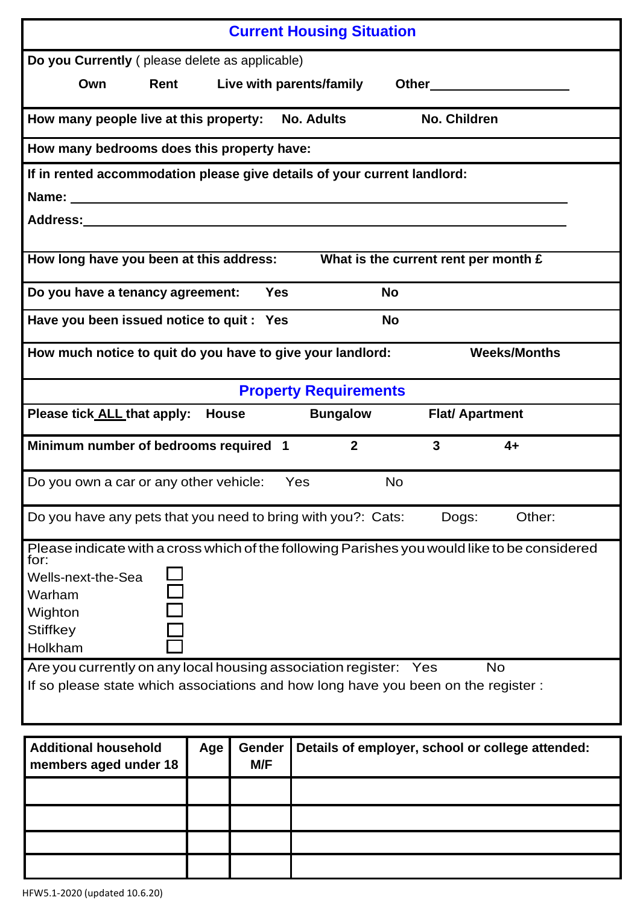## Current Housing Situation

**Do you Currently** ( please delete as applicable)

**Own** **Rent** **Live with parents/family** **Other**\_\_\_\_\_\_\_\_\_\_\_\_\_\_\_\_\_\_

**How many people live at this property:** **No. Adults** **No. Children**

**How many bedrooms does this property have:**

**If in rented accommodation please give details of your current landlord:**

**Name:** \_\_\_\_\_\_\_\_\_\_\_\_\_\_\_\_\_\_\_\_\_\_\_\_\_\_\_\_\_\_\_\_\_\_\_\_\_\_\_\_\_\_\_\_\_\_\_\_\_\_\_\_\_\_\_\_\_\_\_\_

**Address:**\_\_\_\_\_\_\_\_\_\_\_\_\_\_\_\_\_\_\_\_\_\_\_\_\_\_\_\_\_\_\_\_\_\_\_\_\_\_\_\_\_\_\_\_\_\_\_\_\_\_\_\_\_\_\_\_\_\_

**How long have you been at this address:** **What is the current rent per month £**

**Do you have a tenancy agreement:** **Yes** **No**

**Have you been issued notice to quit :** **Yes** **No**

**How much notice to quit do you have to give your landlord:** **Weeks/Months**

## Property Requirements

**Please tick ALL that apply:** **House** **Bungalow** **Flat/ Apartment**

**Minimum number of bedrooms required** **1** **2** **3** **4+**

Do you own a car or any other vehicle: Yes No

Do you have any pets that you need to bring with you?: Cats: Dogs: Other:

Please indicate with a cross which of the following Parishes you would like to be considered for:

- Wells-next-the-Sea ☐
- Warham ☐
- Wighton ☐
- Stiffkey ☐
- Holkham ☐

Are you currently on any local housing association register: Yes No

If so please state which associations and how long have you been on the register :

| Additional household members aged under 18 | Age | Gender M/F | Details of employer, school or college attended: |
|---|---|---|---|
| | | | |
| | | | |
| | | | |
| | | | |

HFW5.1-2020 (updated 10.6.20)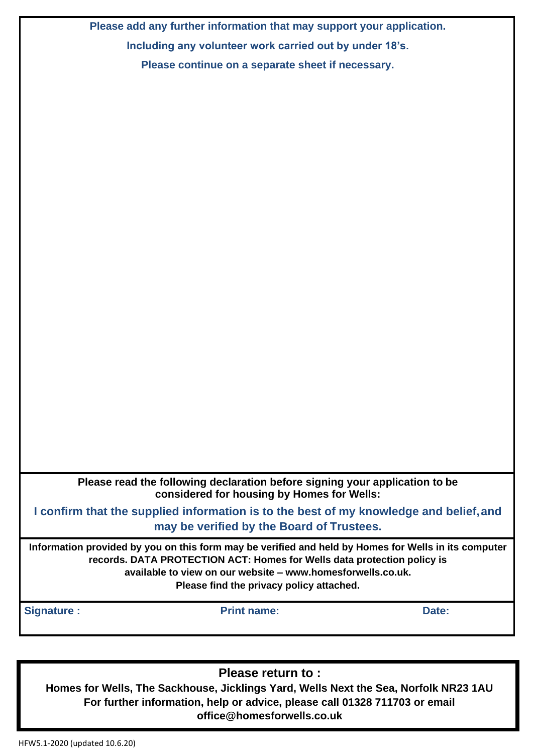**Please add any further information that may support your application.**

**Including any volunteer work carried out by under 18's.**

**Please continue on a separate sheet if necessary.**

**Please read the following declaration before signing your application to be considered for housing by Homes for Wells:**

**I confirm that the supplied information is to the best of my knowledge and belief, and may be verified by the Board of Trustees.**

**Information provided by you on this form may be verified and held by Homes for Wells in its computer records. DATA PROTECTION ACT: Homes for Wells data protection policy is available to view on our website – www.homesforwells.co.uk.**
**Please find the privacy policy attached.**

| **Signature :** | **Print name:** | **Date:** |
|---|---|---|
| | | |

**Please return to :**

**Homes for Wells, The Sackhouse, Jicklings Yard, Wells Next the Sea, Norfolk NR23 1AU**
**For further information, help or advice, please call 01328 711703 or email office@homesforwells.co.uk**

HFW5.1-2020 (updated 10.6.20)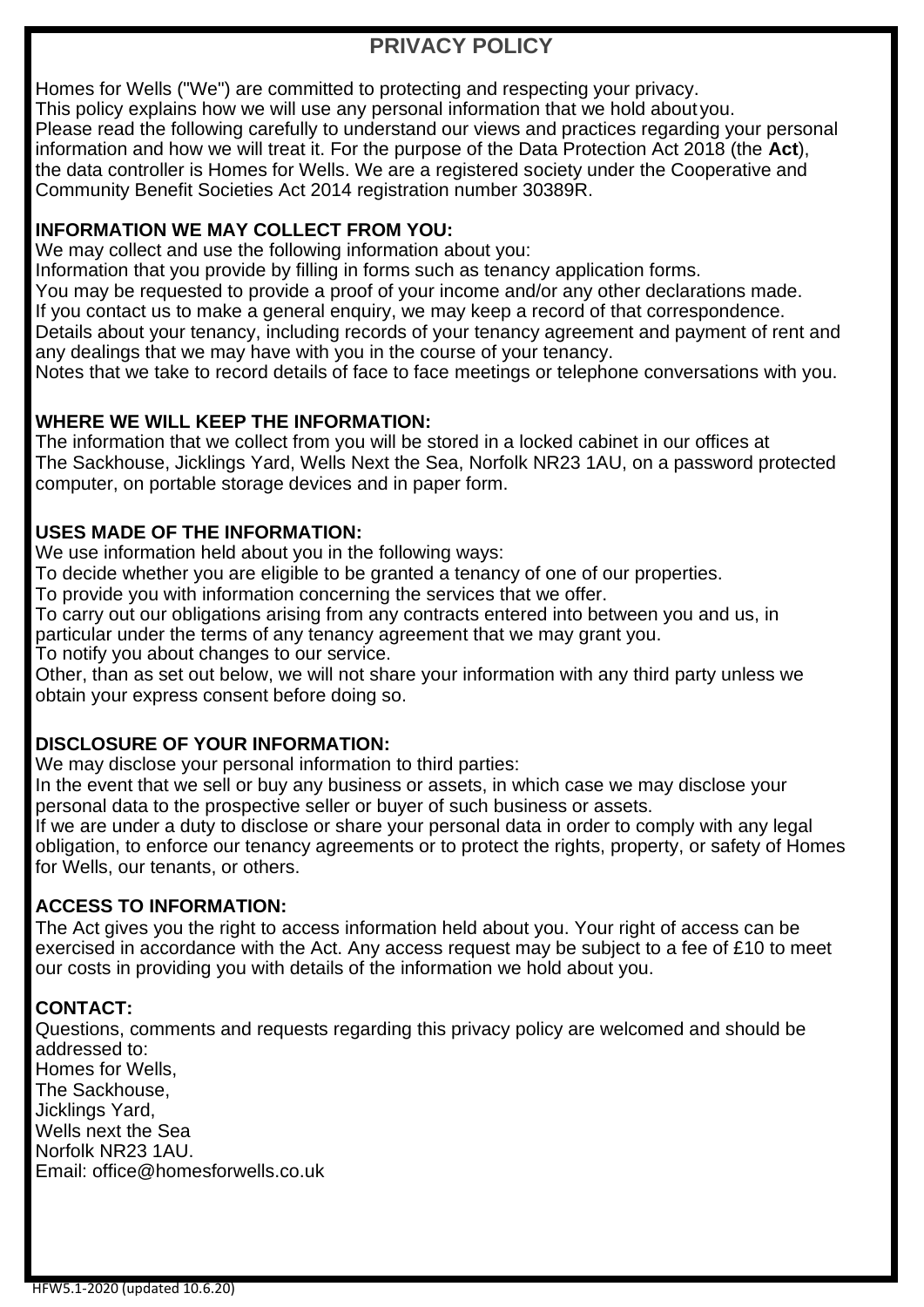# PRIVACY POLICY

Homes for Wells ("We") are committed to protecting and respecting your privacy.
This policy explains how we will use any personal information that we hold about you.
Please read the following carefully to understand our views and practices regarding your personal information and how we will treat it. For the purpose of the Data Protection Act 2018 (the **Act**), the data controller is Homes for Wells. We are a registered society under the Cooperative and Community Benefit Societies Act 2014 registration number 30389R.

**INFORMATION WE MAY COLLECT FROM YOU:**
We may collect and use the following information about you:
Information that you provide by filling in forms such as tenancy application forms.
You may be requested to provide a proof of your income and/or any other declarations made.
If you contact us to make a general enquiry, we may keep a record of that correspondence.
Details about your tenancy, including records of your tenancy agreement and payment of rent and any dealings that we may have with you in the course of your tenancy.
Notes that we take to record details of face to face meetings or telephone conversations with you.

**WHERE WE WILL KEEP THE INFORMATION:**
The information that we collect from you will be stored in a locked cabinet in our offices at The Sackhouse, Jicklings Yard, Wells Next the Sea, Norfolk NR23 1AU, on a password protected computer, on portable storage devices and in paper form.

**USES MADE OF THE INFORMATION:**
We use information held about you in the following ways:
To decide whether you are eligible to be granted a tenancy of one of our properties.
To provide you with information concerning the services that we offer.
To carry out our obligations arising from any contracts entered into between you and us, in particular under the terms of any tenancy agreement that we may grant you.
To notify you about changes to our service.
Other, than as set out below, we will not share your information with any third party unless we obtain your express consent before doing so.

**DISCLOSURE OF YOUR INFORMATION:**
We may disclose your personal information to third parties:
In the event that we sell or buy any business or assets, in which case we may disclose your personal data to the prospective seller or buyer of such business or assets.
If we are under a duty to disclose or share your personal data in order to comply with any legal obligation, to enforce our tenancy agreements or to protect the rights, property, or safety of Homes for Wells, our tenants, or others.

**ACCESS TO INFORMATION:**
The Act gives you the right to access information held about you. Your right of access can be exercised in accordance with the Act. Any access request may be subject to a fee of £10 to meet our costs in providing you with details of the information we hold about you.

**CONTACT:**
Questions, comments and requests regarding this privacy policy are welcomed and should be addressed to:
Homes for Wells,
The Sackhouse,
Jicklings Yard,
Wells next the Sea
Norfolk NR23 1AU.
Email: office@homesforwells.co.uk

HFW5.1-2020 (updated 10.6.20)